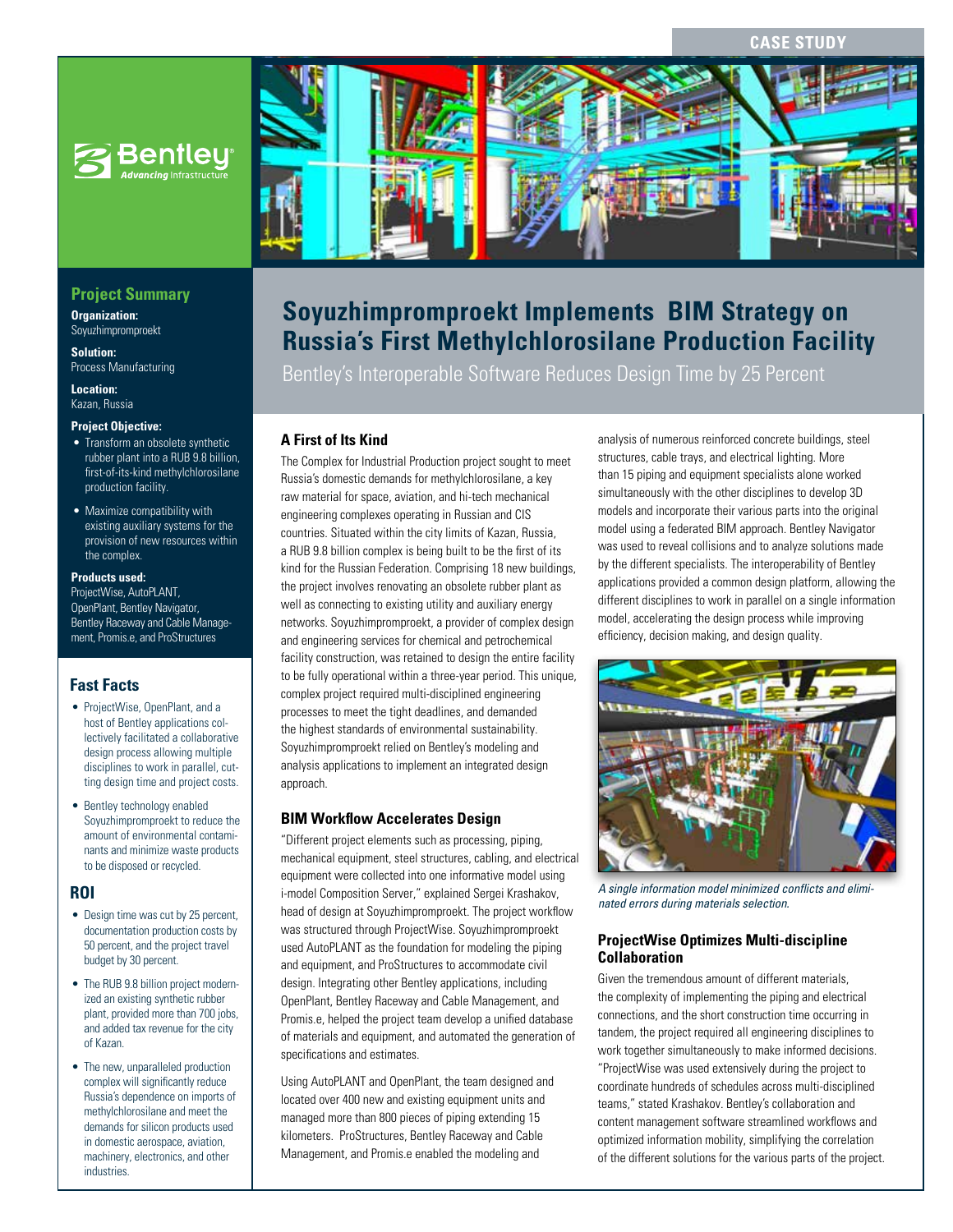CASE STUDY

# Soyuzhimpromproekt Implements BIM Strategy on Russia's First Methylchlorosilane Production Facility

Bentley's Interoperable Software Reduces Design Time by 25 Percent

## Project Summary

**Organization:**
Soyuzhimpromproekt

**Solution:**
Process Manufacturing

**Location:**
Kazan, Russia

**Project Objective:**

- Transform an obsolete synthetic rubber plant into a RUB 9.8 billion, first-of-its-kind methylchlorosilane production facility.
- Maximize compatibility with existing auxiliary systems for the provision of new resources within the complex.

**Products used:**
ProjectWise, AutoPLANT, OpenPlant, Bentley Navigator, Bentley Raceway and Cable Management, Promis.e, and ProStructures

## Fast Facts

- ProjectWise, OpenPlant, and a host of Bentley applications collectively facilitated a collaborative design process allowing multiple disciplines to work in parallel, cutting design time and project costs.
- Bentley technology enabled Soyuzhimpromproekt to reduce the amount of environmental contaminants and minimize waste products to be disposed or recycled.

## ROI

- Design time was cut by 25 percent, documentation production costs by 50 percent, and the project travel budget by 30 percent.
- The RUB 9.8 billion project modernized an existing synthetic rubber plant, provided more than 700 jobs, and added tax revenue for the city of Kazan.
- The new, unparalleled production complex will significantly reduce Russia's dependence on imports of methylchlorosilane and meet the demands for silicon products used in domestic aerospace, aviation, machinery, electronics, and other industries.

### A First of Its Kind

The Complex for Industrial Production project sought to meet Russia's domestic demands for methylchlorosilane, a key raw material for space, aviation, and hi-tech mechanical engineering complexes operating in Russian and CIS countries. Situated within the city limits of Kazan, Russia, a RUB 9.8 billion complex is being built to be the first of its kind for the Russian Federation. Comprising 18 new buildings, the project involves renovating an obsolete rubber plant as well as connecting to existing utility and auxiliary energy networks. Soyuzhimpromproekt, a provider of complex design and engineering services for chemical and petrochemical facility construction, was retained to design the entire facility to be fully operational within a three-year period. This unique, complex project required multi-disciplined engineering processes to meet the tight deadlines, and demanded the highest standards of environmental sustainability. Soyuzhimpromproekt relied on Bentley's modeling and analysis applications to implement an integrated design approach.

### BIM Workflow Accelerates Design

"Different project elements such as processing, piping, mechanical equipment, steel structures, cabling, and electrical equipment were collected into one informative model using i-model Composition Server," explained Sergei Krashakov, head of design at Soyuzhimpromproekt. The project workflow was structured through ProjectWise. Soyuzhimpromproekt used AutoPLANT as the foundation for modeling the piping and equipment, and ProStructures to accommodate civil design. Integrating other Bentley applications, including OpenPlant, Bentley Raceway and Cable Management, and Promis.e, helped the project team develop a unified database of materials and equipment, and automated the generation of specifications and estimates.

Using AutoPLANT and OpenPlant, the team designed and located over 400 new and existing equipment units and managed more than 800 pieces of piping extending 15 kilometers. ProStructures, Bentley Raceway and Cable Management, and Promis.e enabled the modeling and analysis of numerous reinforced concrete buildings, steel structures, cable trays, and electrical lighting. More than 15 piping and equipment specialists alone worked simultaneously with the other disciplines to develop 3D models and incorporate their various parts into the original model using a federated BIM approach. Bentley Navigator was used to reveal collisions and to analyze solutions made by the different specialists. The interoperability of Bentley applications provided a common design platform, allowing the different disciplines to work in parallel on a single information model, accelerating the design process while improving efficiency, decision making, and design quality.

*A single information model minimized conflicts and eliminated errors during materials selection.*

### ProjectWise Optimizes Multi-discipline Collaboration

Given the tremendous amount of different materials, the complexity of implementing the piping and electrical connections, and the short construction time occurring in tandem, the project required all engineering disciplines to work together simultaneously to make informed decisions. "ProjectWise was used extensively during the project to coordinate hundreds of schedules across multi-disciplined teams," stated Krashakov. Bentley's collaboration and content management software streamlined workflows and optimized information mobility, simplifying the correlation of the different solutions for the various parts of the project.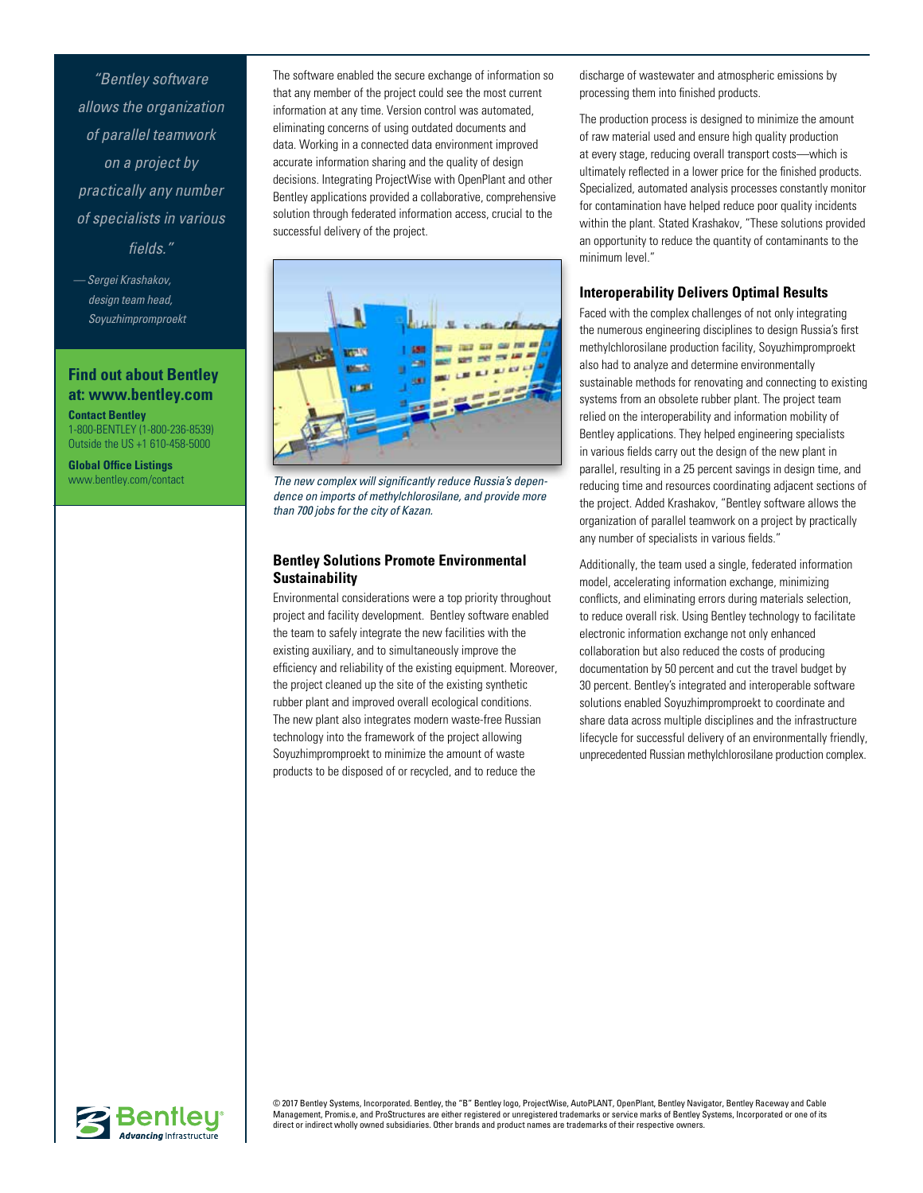*"Bentley software allows the organization of parallel teamwork on a project by practically any number of specialists in various fields."*

*— Sergei Krashakov, design team head, Soyuzhimpromproekt*

**Find out about Bentley at: www.bentley.com**

**Contact Bentley**
1-800-BENTLEY (1-800-236-8539)
Outside the US +1 610-458-5000

**Global Office Listings**
www.bentley.com/contact

The software enabled the secure exchange of information so that any member of the project could see the most current information at any time. Version control was automated, eliminating concerns of using outdated documents and data. Working in a connected data environment improved accurate information sharing and the quality of design decisions. Integrating ProjectWise with OpenPlant and other Bentley applications provided a collaborative, comprehensive solution through federated information access, crucial to the successful delivery of the project.

*The new complex will significantly reduce Russia's dependence on imports of methylchlorosilane, and provide more than 700 jobs for the city of Kazan.*

## Bentley Solutions Promote Environmental Sustainability

Environmental considerations were a top priority throughout project and facility development. Bentley software enabled the team to safely integrate the new facilities with the existing auxiliary, and to simultaneously improve the efficiency and reliability of the existing equipment. Moreover, the project cleaned up the site of the existing synthetic rubber plant and improved overall ecological conditions. The new plant also integrates modern waste-free Russian technology into the framework of the project allowing Soyuzhimpromproekt to minimize the amount of waste products to be disposed of or recycled, and to reduce the discharge of wastewater and atmospheric emissions by processing them into finished products.

The production process is designed to minimize the amount of raw material used and ensure high quality production at every stage, reducing overall transport costs—which is ultimately reflected in a lower price for the finished products. Specialized, automated analysis processes constantly monitor for contamination have helped reduce poor quality incidents within the plant. Stated Krashakov, "These solutions provided an opportunity to reduce the quantity of contaminants to the minimum level."

## Interoperability Delivers Optimal Results

Faced with the complex challenges of not only integrating the numerous engineering disciplines to design Russia's first methylchlorosilane production facility, Soyuzhimpromproekt also had to analyze and determine environmentally sustainable methods for renovating and connecting to existing systems from an obsolete rubber plant. The project team relied on the interoperability and information mobility of Bentley applications. They helped engineering specialists in various fields carry out the design of the new plant in parallel, resulting in a 25 percent savings in design time, and reducing time and resources coordinating adjacent sections of the project. Added Krashakov, "Bentley software allows the organization of parallel teamwork on a project by practically any number of specialists in various fields."

Additionally, the team used a single, federated information model, accelerating information exchange, minimizing conflicts, and eliminating errors during materials selection, to reduce overall risk. Using Bentley technology to facilitate electronic information exchange not only enhanced collaboration but also reduced the costs of producing documentation by 50 percent and cut the travel budget by 30 percent. Bentley's integrated and interoperable software solutions enabled Soyuzhimpromproekt to coordinate and share data across multiple disciplines and the infrastructure lifecycle for successful delivery of an environmentally friendly, unprecedented Russian methylchlorosilane production complex.

© 2017 Bentley Systems, Incorporated. Bentley, the "B" Bentley logo, ProjectWise, AutoPLANT, OpenPlant, Bentley Navigator, Bentley Raceway and Cable Management, Promis.e, and ProStructures are either registered or unregistered trademarks or service marks of Bentley Systems, Incorporated or one of its direct or indirect wholly owned subsidiaries. Other brands and product names are trademarks of their respective owners.